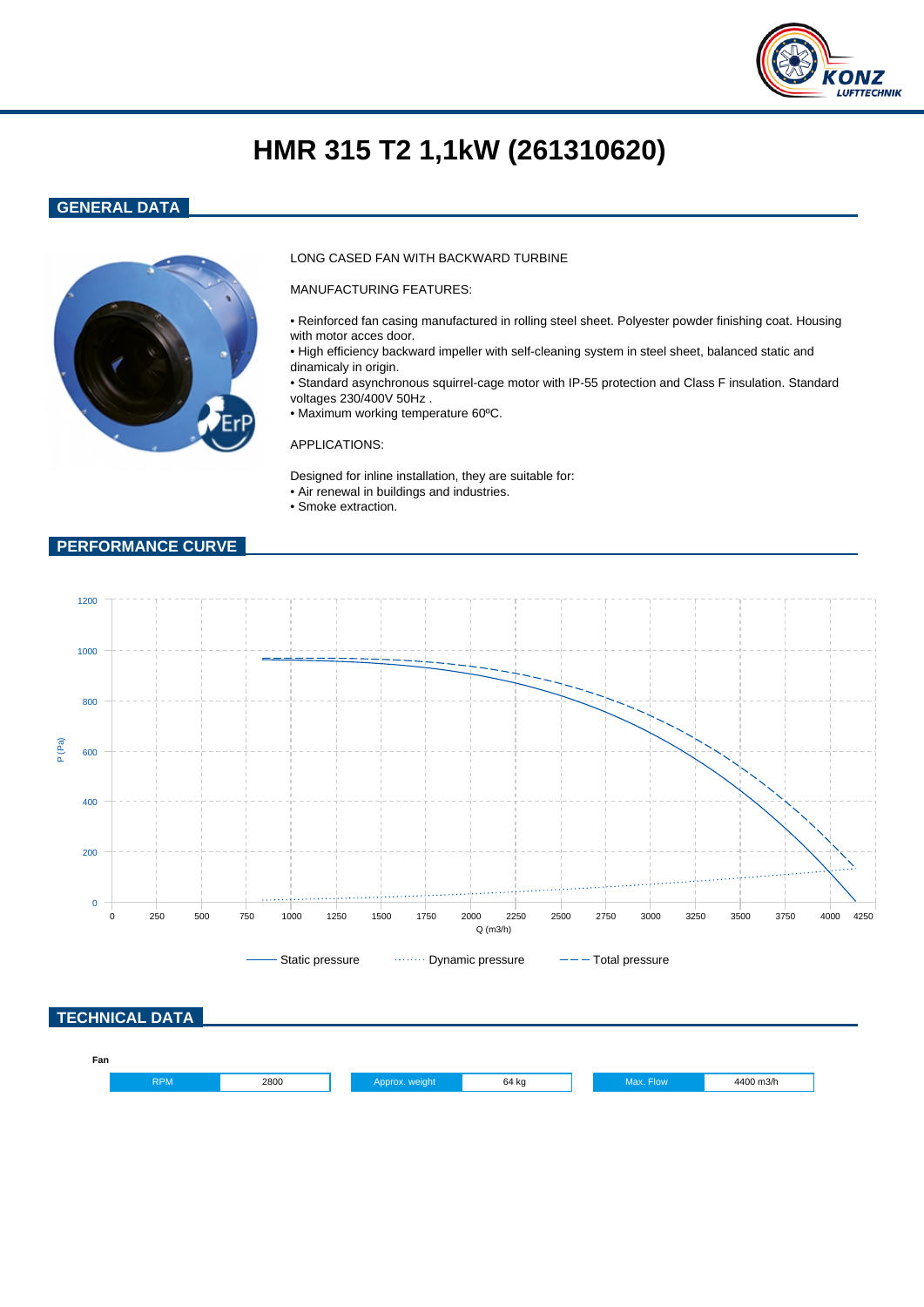# HMR 315 T2 1,1kW (261310620)

## GENERAL DATA

LONG CASED FAN WITH BACKWARD TURBINE

MANUFACTURING FEATURES:

- Reinforced fan casing manufactured in rolling steel sheet. Polyester powder finishing coat. Housing with motor acces door.
- High efficiency backward impeller with self-cleaning system in steel sheet, balanced static and dinamicaly in origin.
- Standard asynchronous squirrel-cage motor with IP-55 protection and Class F insulation. Standard voltages 230/400V 50Hz .
- Maximum working temperature 60ºC.

APPLICATIONS:

Designed for inline installation, they are suitable for:

- Air renewal in buildings and industries.
- Smoke extraction.

## PERFORMANCE CURVE

P (Pa): 0, 200, 400, 600, 800, 1000, 1200

Q (m3/h): 0, 250, 500, 750, 1000, 1250, 1500, 1750, 2000, 2250, 2500, 2750, 3000, 3250, 3500, 3750, 4000, 4250

Static pressure · Dynamic pressure · Total pressure

## TECHNICAL DATA

**Fan**

| RPM | 2800 | Approx. weight | 64 kg | Max. Flow | 4400 m3/h |
| --- | --- | --- | --- | --- | --- |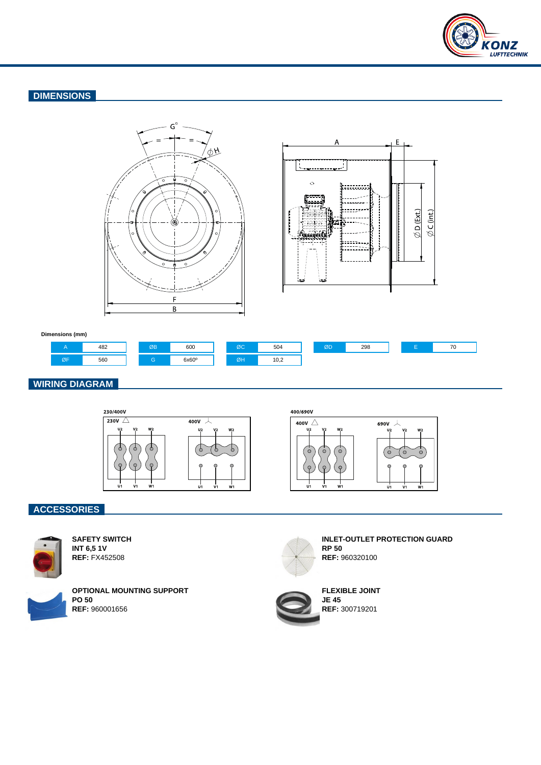## DIMENSIONS

**Dimensions (mm)**

| A | 482 | ØB | 600 | ØC | 504 | ØD | 298 | E | 70 |
|---|---|---|---|---|---|---|---|---|---|
| ØF | 560 | G | 6x60º | ØH | 10,2 | | | | |

## WIRING DIAGRAM

230/400V

230V △ — 400V ⅄

400/690V

400V △ — 690V ⅄

## ACCESSORIES

**SAFETY SWITCH**
**INT 6,5 1V**
**REF:** FX452508

**INLET-OUTLET PROTECTION GUARD**
**RP 50**
**REF:** 960320100

**OPTIONAL MOUNTING SUPPORT**
**PO 50**
**REF:** 960001656

**FLEXIBLE JOINT**
**JE 45**
**REF:** 300719201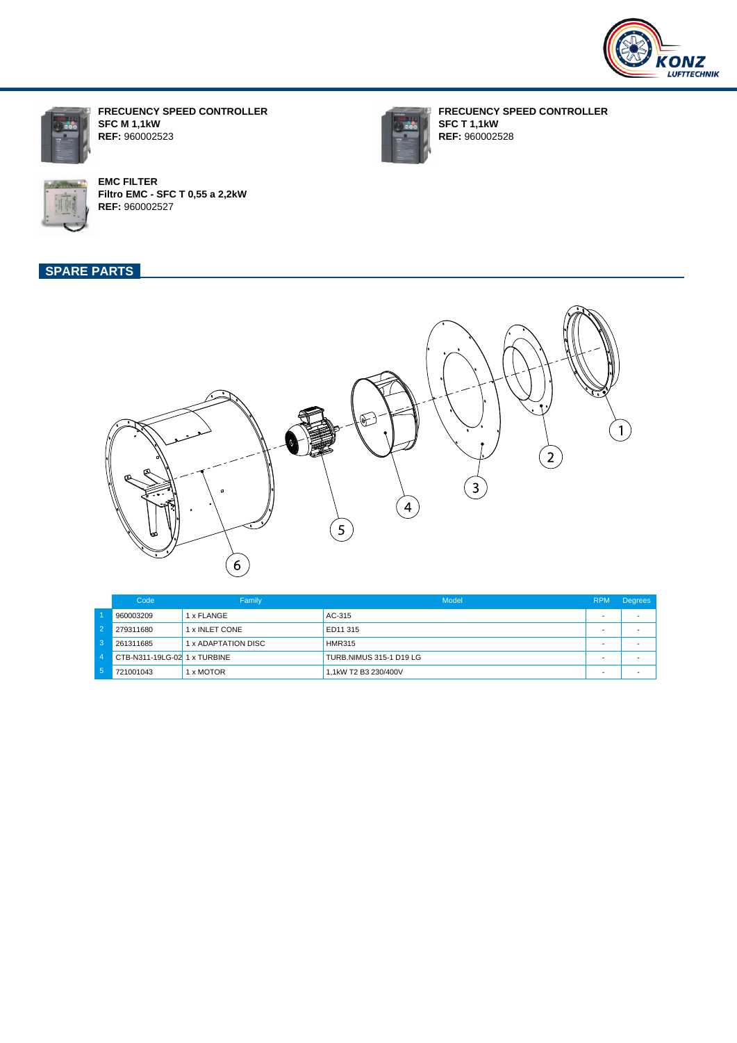**FRECUENCY SPEED CONTROLLER**
**SFC M 1,1kW**
**REF:** 960002523

**FRECUENCY SPEED CONTROLLER**
**SFC T 1,1kW**
**REF:** 960002528

**EMC FILTER**
**Filtro EMC - SFC T 0,55 a 2,2kW**
**REF:** 960002527

## SPARE PARTS

1
2
3
4
5
6

| | Code | Family | Model | RPM | Degrees |
|---|---|---|---|---|---|
| 1 | 960003209 | 1 x FLANGE | AC-315 | - | - |
| 2 | 279311680 | 1 x INLET CONE | ED11 315 | - | - |
| 3 | 261311685 | 1 x ADAPTATION DISC | HMR315 | - | - |
| 4 | CTB-N311-19LG-02 | 1 x TURBINE | TURB.NIMUS 315-1 D19 LG | - | - |
| 5 | 721001043 | 1 x MOTOR | 1,1kW T2 B3 230/400V | - | - |